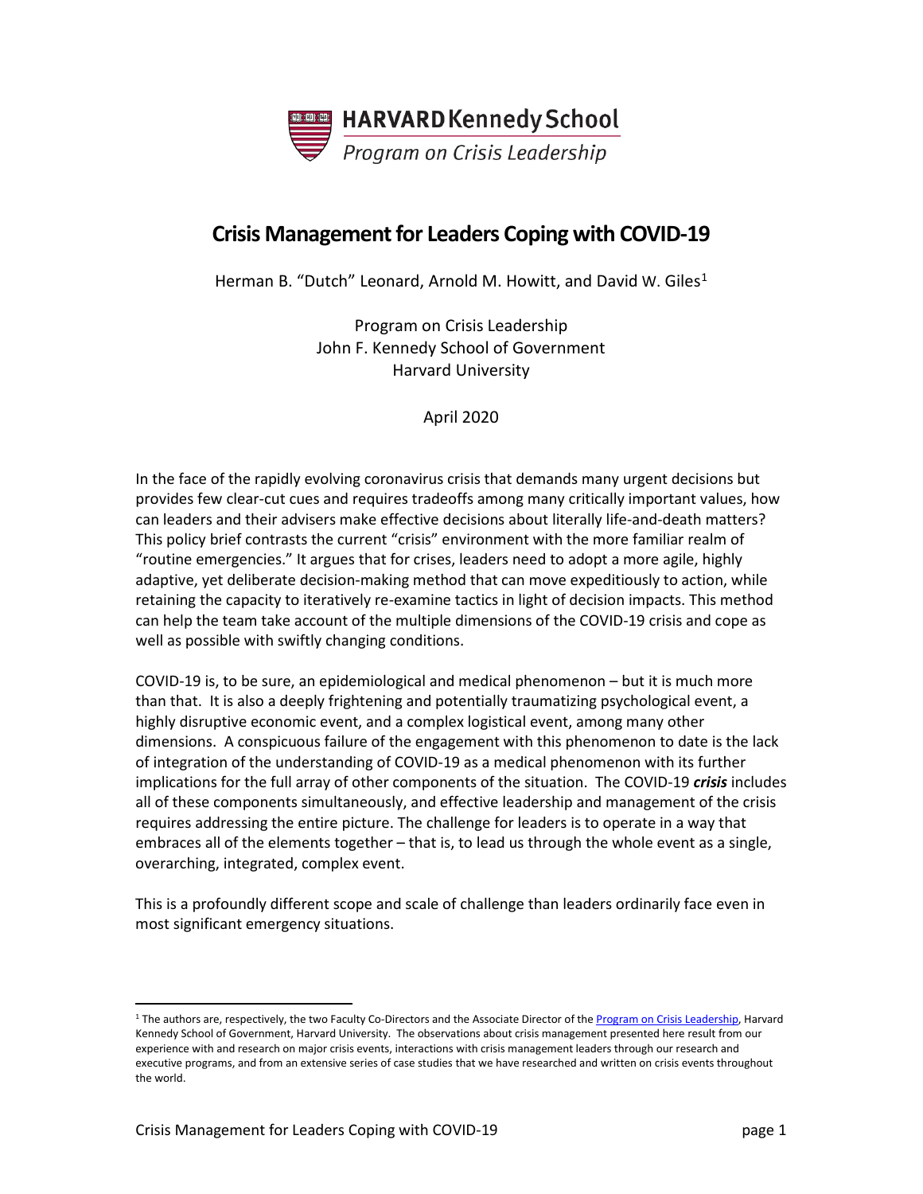HARVARD Kennedy School
*Program on Crisis Leadership*

# Crisis Management for Leaders Coping with COVID-19

Herman B. "Dutch" Leonard, Arnold M. Howitt, and David W. Giles[1]

Program on Crisis Leadership
John F. Kennedy School of Government
Harvard University

April 2020

In the face of the rapidly evolving coronavirus crisis that demands many urgent decisions but provides few clear-cut cues and requires tradeoffs among many critically important values, how can leaders and their advisers make effective decisions about literally life-and-death matters? This policy brief contrasts the current "crisis" environment with the more familiar realm of "routine emergencies." It argues that for crises, leaders need to adopt a more agile, highly adaptive, yet deliberate decision-making method that can move expeditiously to action, while retaining the capacity to iteratively re-examine tactics in light of decision impacts. This method can help the team take account of the multiple dimensions of the COVID-19 crisis and cope as well as possible with swiftly changing conditions.

COVID-19 is, to be sure, an epidemiological and medical phenomenon – but it is much more than that. It is also a deeply frightening and potentially traumatizing psychological event, a highly disruptive economic event, and a complex logistical event, among many other dimensions. A conspicuous failure of the engagement with this phenomenon to date is the lack of integration of the understanding of COVID-19 as a medical phenomenon with its further implications for the full array of other components of the situation. The COVID-19 ***crisis*** includes all of these components simultaneously, and effective leadership and management of the crisis requires addressing the entire picture. The challenge for leaders is to operate in a way that embraces all of the elements together – that is, to lead us through the whole event as a single, overarching, integrated, complex event.

This is a profoundly different scope and scale of challenge than leaders ordinarily face even in most significant emergency situations.

---

[1] The authors are, respectively, the two Faculty Co-Directors and the Associate Director of the Program on Crisis Leadership, Harvard Kennedy School of Government, Harvard University. The observations about crisis management presented here result from our experience with and research on major crisis events, interactions with crisis management leaders through our research and executive programs, and from an extensive series of case studies that we have researched and written on crisis events throughout the world.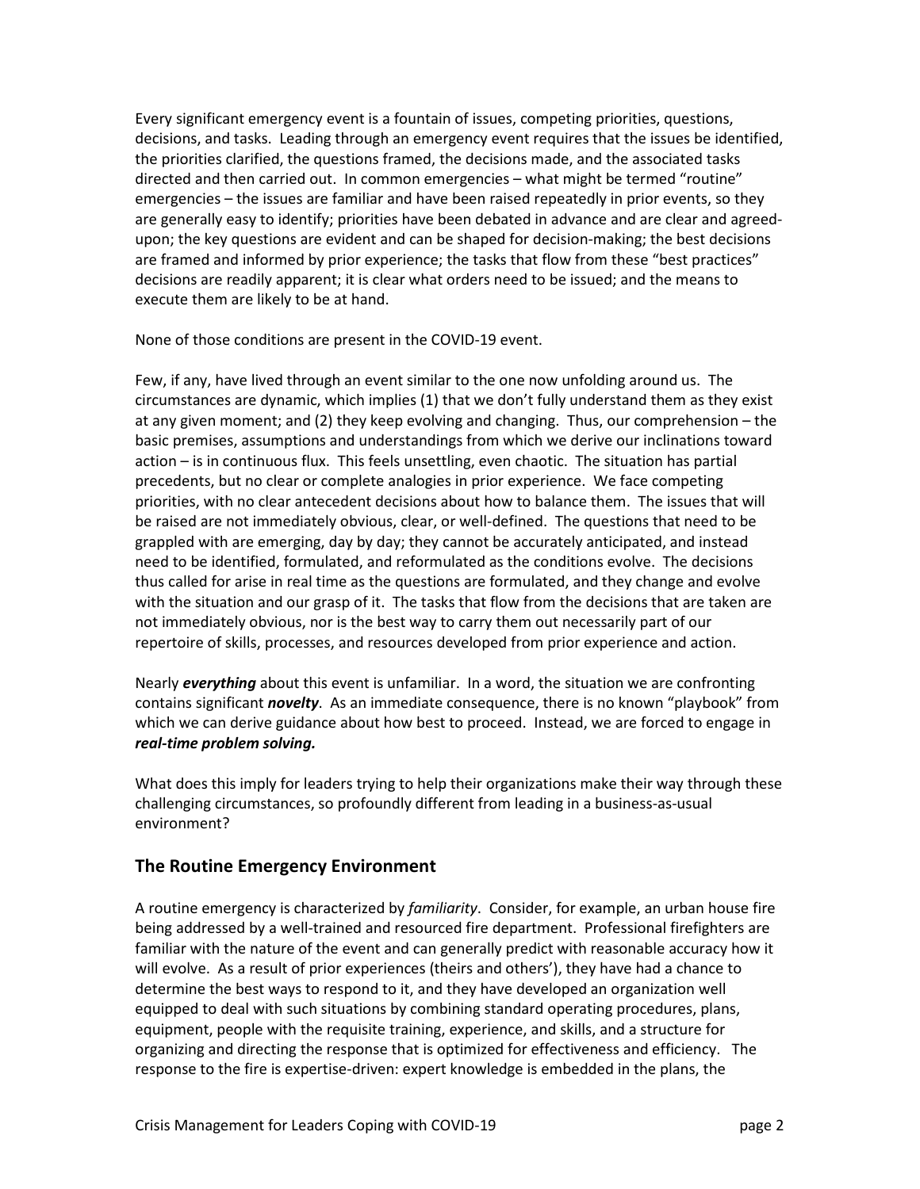Every significant emergency event is a fountain of issues, competing priorities, questions, decisions, and tasks. Leading through an emergency event requires that the issues be identified, the priorities clarified, the questions framed, the decisions made, and the associated tasks directed and then carried out. In common emergencies – what might be termed "routine" emergencies – the issues are familiar and have been raised repeatedly in prior events, so they are generally easy to identify; priorities have been debated in advance and are clear and agreed-upon; the key questions are evident and can be shaped for decision-making; the best decisions are framed and informed by prior experience; the tasks that flow from these "best practices" decisions are readily apparent; it is clear what orders need to be issued; and the means to execute them are likely to be at hand.

None of those conditions are present in the COVID-19 event.

Few, if any, have lived through an event similar to the one now unfolding around us. The circumstances are dynamic, which implies (1) that we don't fully understand them as they exist at any given moment; and (2) they keep evolving and changing. Thus, our comprehension – the basic premises, assumptions and understandings from which we derive our inclinations toward action – is in continuous flux. This feels unsettling, even chaotic. The situation has partial precedents, but no clear or complete analogies in prior experience. We face competing priorities, with no clear antecedent decisions about how to balance them. The issues that will be raised are not immediately obvious, clear, or well-defined. The questions that need to be grappled with are emerging, day by day; they cannot be accurately anticipated, and instead need to be identified, formulated, and reformulated as the conditions evolve. The decisions thus called for arise in real time as the questions are formulated, and they change and evolve with the situation and our grasp of it. The tasks that flow from the decisions that are taken are not immediately obvious, nor is the best way to carry them out necessarily part of our repertoire of skills, processes, and resources developed from prior experience and action.

Nearly ***everything*** about this event is unfamiliar. In a word, the situation we are confronting contains significant ***novelty***. As an immediate consequence, there is no known "playbook" from which we can derive guidance about how best to proceed. Instead, we are forced to engage in ***real-time problem solving.***

What does this imply for leaders trying to help their organizations make their way through these challenging circumstances, so profoundly different from leading in a business-as-usual environment?

## The Routine Emergency Environment

A routine emergency is characterized by *familiarity*. Consider, for example, an urban house fire being addressed by a well-trained and resourced fire department. Professional firefighters are familiar with the nature of the event and can generally predict with reasonable accuracy how it will evolve. As a result of prior experiences (theirs and others'), they have had a chance to determine the best ways to respond to it, and they have developed an organization well equipped to deal with such situations by combining standard operating procedures, plans, equipment, people with the requisite training, experience, and skills, and a structure for organizing and directing the response that is optimized for effectiveness and efficiency. The response to the fire is expertise-driven: expert knowledge is embedded in the plans, the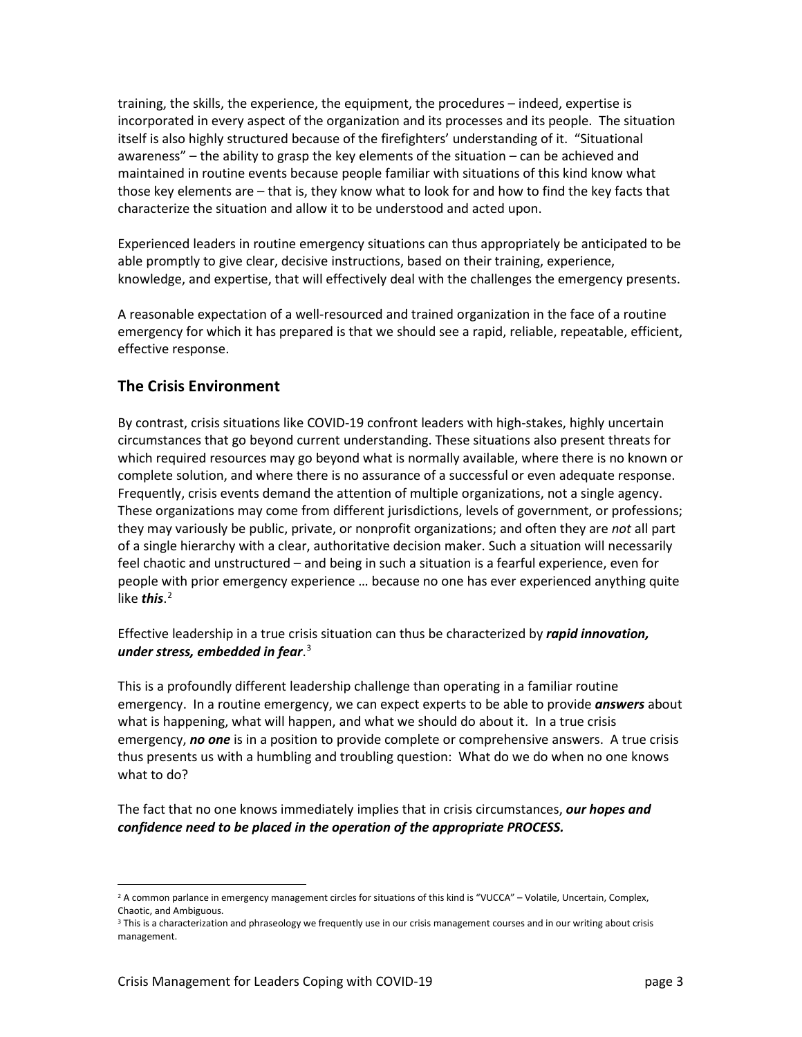training, the skills, the experience, the equipment, the procedures – indeed, expertise is incorporated in every aspect of the organization and its processes and its people. The situation itself is also highly structured because of the firefighters' understanding of it. "Situational awareness" – the ability to grasp the key elements of the situation – can be achieved and maintained in routine events because people familiar with situations of this kind know what those key elements are – that is, they know what to look for and how to find the key facts that characterize the situation and allow it to be understood and acted upon.

Experienced leaders in routine emergency situations can thus appropriately be anticipated to be able promptly to give clear, decisive instructions, based on their training, experience, knowledge, and expertise, that will effectively deal with the challenges the emergency presents.

A reasonable expectation of a well-resourced and trained organization in the face of a routine emergency for which it has prepared is that we should see a rapid, reliable, repeatable, efficient, effective response.

## The Crisis Environment

By contrast, crisis situations like COVID-19 confront leaders with high-stakes, highly uncertain circumstances that go beyond current understanding. These situations also present threats for which required resources may go beyond what is normally available, where there is no known or complete solution, and where there is no assurance of a successful or even adequate response. Frequently, crisis events demand the attention of multiple organizations, not a single agency. These organizations may come from different jurisdictions, levels of government, or professions; they may variously be public, private, or nonprofit organizations; and often they are *not* all part of a single hierarchy with a clear, authoritative decision maker. Such a situation will necessarily feel chaotic and unstructured – and being in such a situation is a fearful experience, even for people with prior emergency experience … because no one has ever experienced anything quite like ***this***.[2]

Effective leadership in a true crisis situation can thus be characterized by ***rapid innovation, under stress, embedded in fear***.[3]

This is a profoundly different leadership challenge than operating in a familiar routine emergency. In a routine emergency, we can expect experts to be able to provide ***answers*** about what is happening, what will happen, and what we should do about it. In a true crisis emergency, ***no one*** is in a position to provide complete or comprehensive answers. A true crisis thus presents us with a humbling and troubling question: What do we do when no one knows what to do?

The fact that no one knows immediately implies that in crisis circumstances, ***our hopes and confidence need to be placed in the operation of the appropriate PROCESS.***

---

[2] A common parlance in emergency management circles for situations of this kind is "VUCCA" – Volatile, Uncertain, Complex, Chaotic, and Ambiguous.

[3] This is a characterization and phraseology we frequently use in our crisis management courses and in our writing about crisis management.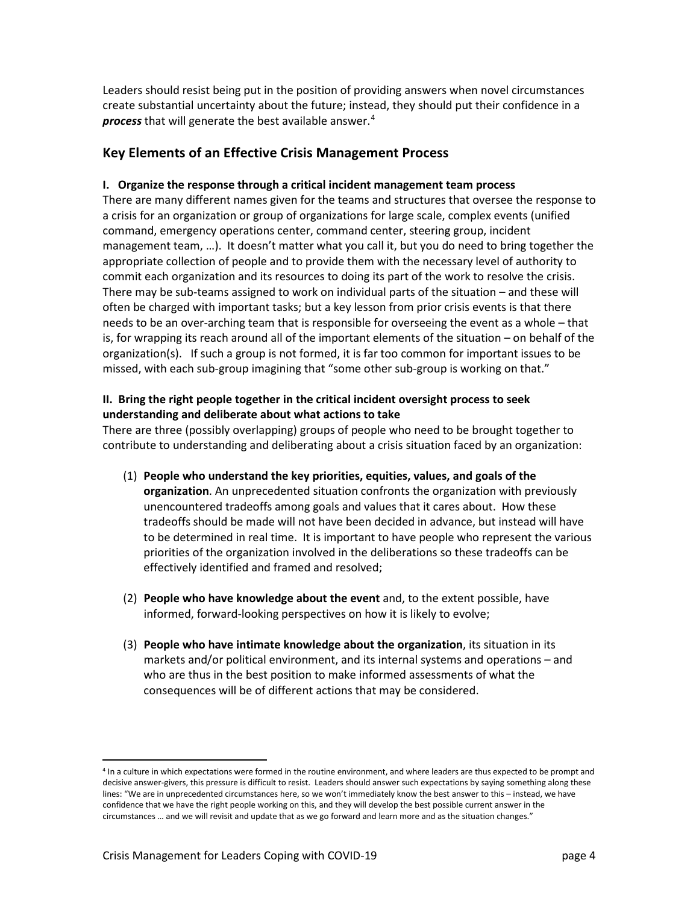Leaders should resist being put in the position of providing answers when novel circumstances create substantial uncertainty about the future; instead, they should put their confidence in a ***process*** that will generate the best available answer.[4]

## Key Elements of an Effective Crisis Management Process

**I. Organize the response through a critical incident management team process**

There are many different names given for the teams and structures that oversee the response to a crisis for an organization or group of organizations for large scale, complex events (unified command, emergency operations center, command center, steering group, incident management team, …). It doesn't matter what you call it, but you do need to bring together the appropriate collection of people and to provide them with the necessary level of authority to commit each organization and its resources to doing its part of the work to resolve the crisis. There may be sub-teams assigned to work on individual parts of the situation – and these will often be charged with important tasks; but a key lesson from prior crisis events is that there needs to be an over-arching team that is responsible for overseeing the event as a whole – that is, for wrapping its reach around all of the important elements of the situation – on behalf of the organization(s). If such a group is not formed, it is far too common for important issues to be missed, with each sub-group imagining that "some other sub-group is working on that."

**II. Bring the right people together in the critical incident oversight process to seek understanding and deliberate about what actions to take**

There are three (possibly overlapping) groups of people who need to be brought together to contribute to understanding and deliberating about a crisis situation faced by an organization:

(1) **People who understand the key priorities, equities, values, and goals of the organization**. An unprecedented situation confronts the organization with previously unencountered tradeoffs among goals and values that it cares about. How these tradeoffs should be made will not have been decided in advance, but instead will have to be determined in real time. It is important to have people who represent the various priorities of the organization involved in the deliberations so these tradeoffs can be effectively identified and framed and resolved;

(2) **People who have knowledge about the event** and, to the extent possible, have informed, forward-looking perspectives on how it is likely to evolve;

(3) **People who have intimate knowledge about the organization**, its situation in its markets and/or political environment, and its internal systems and operations – and who are thus in the best position to make informed assessments of what the consequences will be of different actions that may be considered.

---

[4] In a culture in which expectations were formed in the routine environment, and where leaders are thus expected to be prompt and decisive answer-givers, this pressure is difficult to resist. Leaders should answer such expectations by saying something along these lines: "We are in unprecedented circumstances here, so we won't immediately know the best answer to this – instead, we have confidence that we have the right people working on this, and they will develop the best possible current answer in the circumstances … and we will revisit and update that as we go forward and learn more and as the situation changes."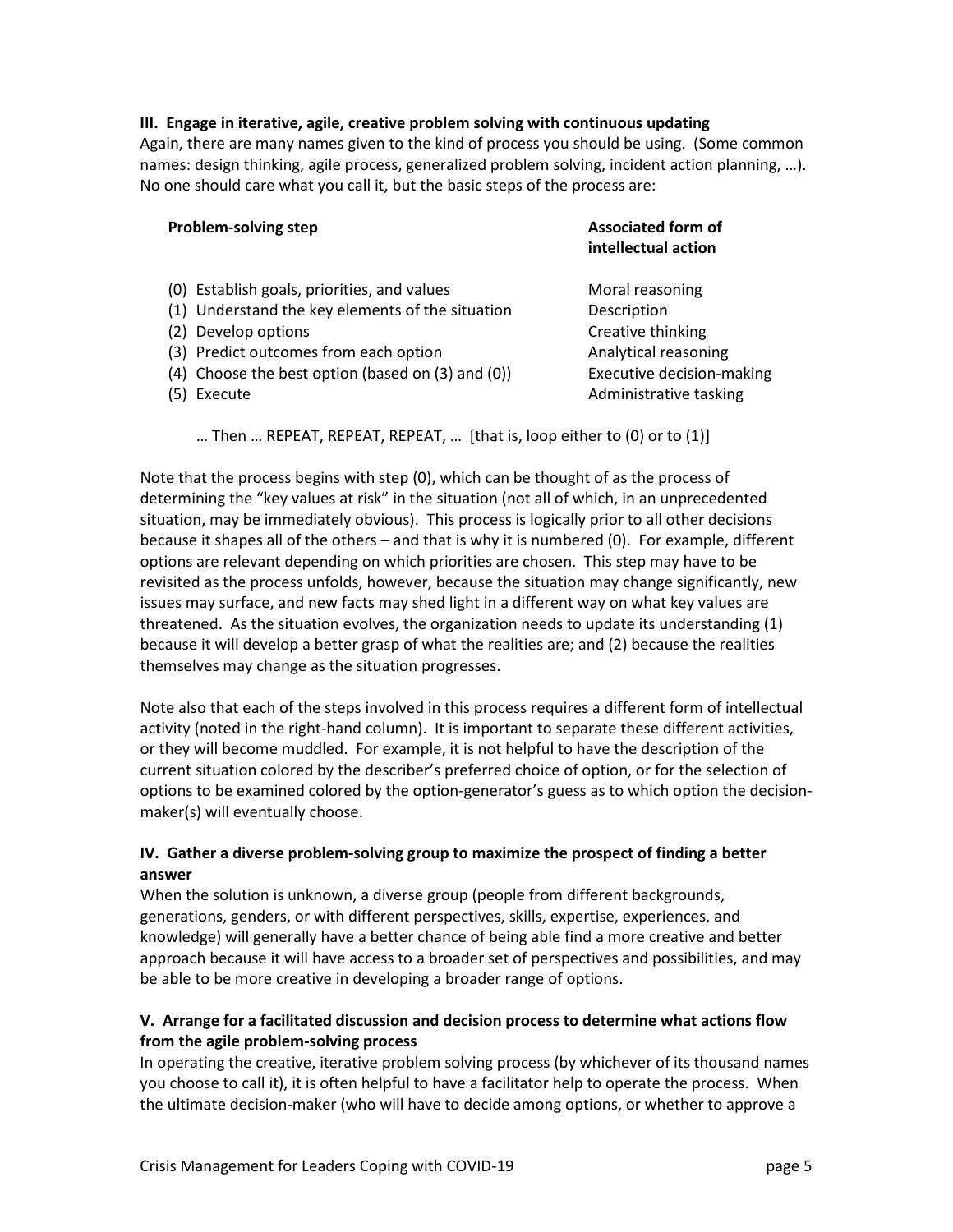### III. Engage in iterative, agile, creative problem solving with continuous updating

Again, there are many names given to the kind of process you should be using. (Some common names: design thinking, agile process, generalized problem solving, incident action planning, …). No one should care what you call it, but the basic steps of the process are:

| Problem-solving step | Associated form of intellectual action |
|---|---|
| (0) Establish goals, priorities, and values | Moral reasoning |
| (1) Understand the key elements of the situation | Description |
| (2) Develop options | Creative thinking |
| (3) Predict outcomes from each option | Analytical reasoning |
| (4) Choose the best option (based on (3) and (0)) | Executive decision-making |
| (5) Execute | Administrative tasking |

… Then … REPEAT, REPEAT, REPEAT, … [that is, loop either to (0) or to (1)]

Note that the process begins with step (0), which can be thought of as the process of determining the "key values at risk" in the situation (not all of which, in an unprecedented situation, may be immediately obvious). This process is logically prior to all other decisions because it shapes all of the others – and that is why it is numbered (0). For example, different options are relevant depending on which priorities are chosen. This step may have to be revisited as the process unfolds, however, because the situation may change significantly, new issues may surface, and new facts may shed light in a different way on what key values are threatened. As the situation evolves, the organization needs to update its understanding (1) because it will develop a better grasp of what the realities are; and (2) because the realities themselves may change as the situation progresses.

Note also that each of the steps involved in this process requires a different form of intellectual activity (noted in the right-hand column). It is important to separate these different activities, or they will become muddled. For example, it is not helpful to have the description of the current situation colored by the describer's preferred choice of option, or for the selection of options to be examined colored by the option-generator's guess as to which option the decision-maker(s) will eventually choose.

### IV. Gather a diverse problem-solving group to maximize the prospect of finding a better answer

When the solution is unknown, a diverse group (people from different backgrounds, generations, genders, or with different perspectives, skills, expertise, experiences, and knowledge) will generally have a better chance of being able find a more creative and better approach because it will have access to a broader set of perspectives and possibilities, and may be able to be more creative in developing a broader range of options.

### V. Arrange for a facilitated discussion and decision process to determine what actions flow from the agile problem-solving process

In operating the creative, iterative problem solving process (by whichever of its thousand names you choose to call it), it is often helpful to have a facilitator help to operate the process. When the ultimate decision-maker (who will have to decide among options, or whether to approve a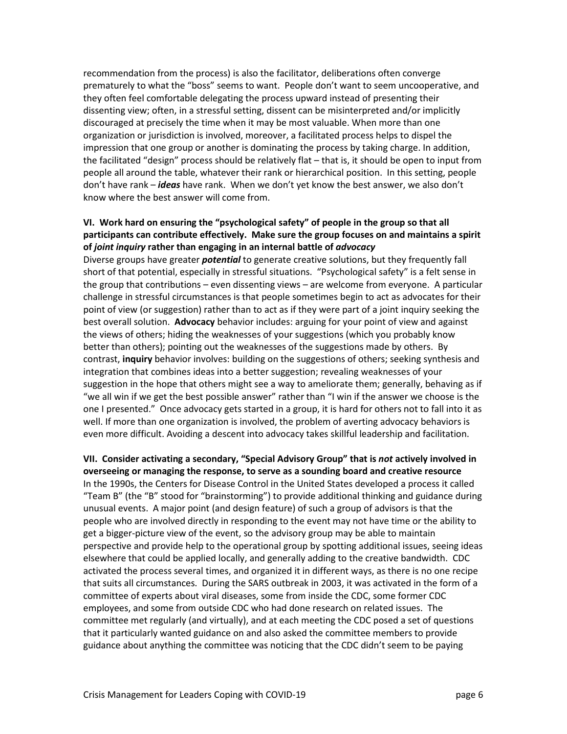recommendation from the process) is also the facilitator, deliberations often converge prematurely to what the "boss" seems to want. People don't want to seem uncooperative, and they often feel comfortable delegating the process upward instead of presenting their dissenting view; often, in a stressful setting, dissent can be misinterpreted and/or implicitly discouraged at precisely the time when it may be most valuable. When more than one organization or jurisdiction is involved, moreover, a facilitated process helps to dispel the impression that one group or another is dominating the process by taking charge. In addition, the facilitated "design" process should be relatively flat – that is, it should be open to input from people all around the table, whatever their rank or hierarchical position. In this setting, people don't have rank – ***ideas*** have rank. When we don't yet know the best answer, we also don't know where the best answer will come from.

**VI. Work hard on ensuring the "psychological safety" of people in the group so that all participants can contribute effectively. Make sure the group focuses on and maintains a spirit of *joint inquiry* rather than engaging in an internal battle of *advocacy***

Diverse groups have greater ***potential*** to generate creative solutions, but they frequently fall short of that potential, especially in stressful situations. "Psychological safety" is a felt sense in the group that contributions – even dissenting views – are welcome from everyone. A particular challenge in stressful circumstances is that people sometimes begin to act as advocates for their point of view (or suggestion) rather than to act as if they were part of a joint inquiry seeking the best overall solution. **Advocacy** behavior includes: arguing for your point of view and against the views of others; hiding the weaknesses of your suggestions (which you probably know better than others); pointing out the weaknesses of the suggestions made by others. By contrast, **inquiry** behavior involves: building on the suggestions of others; seeking synthesis and integration that combines ideas into a better suggestion; revealing weaknesses of your suggestion in the hope that others might see a way to ameliorate them; generally, behaving as if "we all win if we get the best possible answer" rather than "I win if the answer we choose is the one I presented." Once advocacy gets started in a group, it is hard for others not to fall into it as well. If more than one organization is involved, the problem of averting advocacy behaviors is even more difficult. Avoiding a descent into advocacy takes skillful leadership and facilitation.

**VII. Consider activating a secondary, "Special Advisory Group" that is *not* actively involved in overseeing or managing the response, to serve as a sounding board and creative resource**

In the 1990s, the Centers for Disease Control in the United States developed a process it called "Team B" (the "B" stood for "brainstorming") to provide additional thinking and guidance during unusual events. A major point (and design feature) of such a group of advisors is that the people who are involved directly in responding to the event may not have time or the ability to get a bigger-picture view of the event, so the advisory group may be able to maintain perspective and provide help to the operational group by spotting additional issues, seeing ideas elsewhere that could be applied locally, and generally adding to the creative bandwidth. CDC activated the process several times, and organized it in different ways, as there is no one recipe that suits all circumstances. During the SARS outbreak in 2003, it was activated in the form of a committee of experts about viral diseases, some from inside the CDC, some former CDC employees, and some from outside CDC who had done research on related issues. The committee met regularly (and virtually), and at each meeting the CDC posed a set of questions that it particularly wanted guidance on and also asked the committee members to provide guidance about anything the committee was noticing that the CDC didn't seem to be paying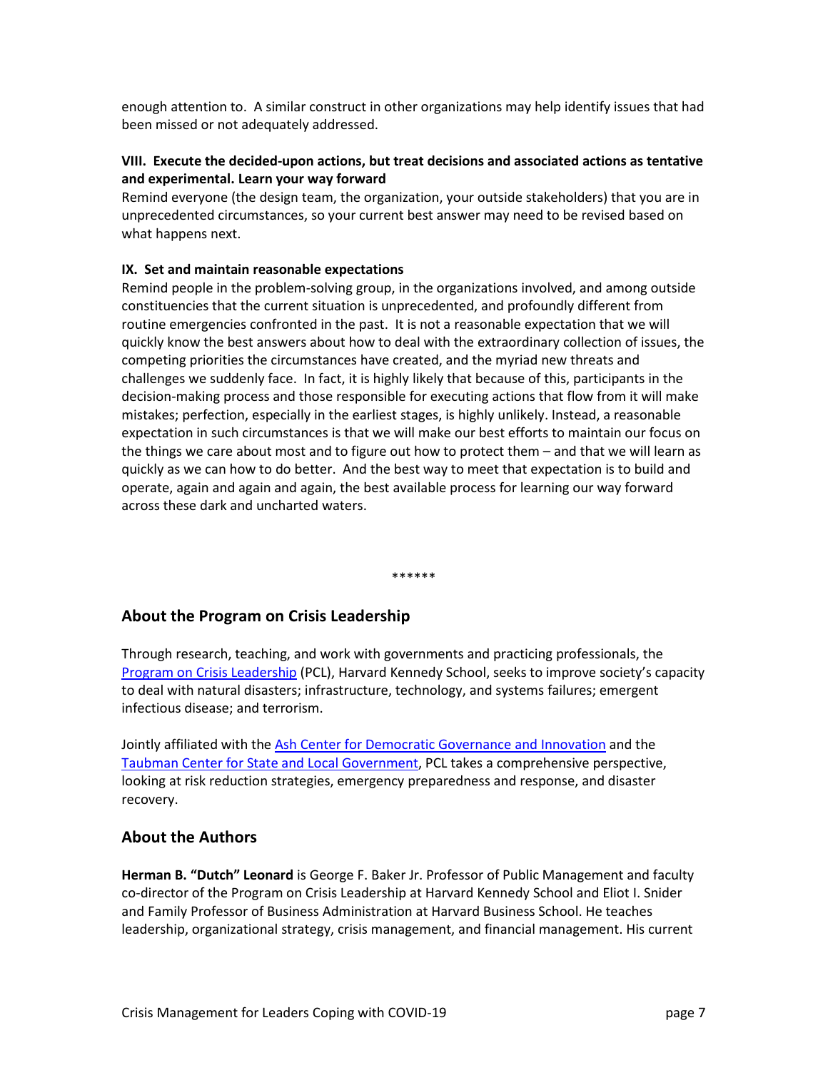enough attention to. A similar construct in other organizations may help identify issues that had been missed or not adequately addressed.

**VIII. Execute the decided-upon actions, but treat decisions and associated actions as tentative and experimental. Learn your way forward**

Remind everyone (the design team, the organization, your outside stakeholders) that you are in unprecedented circumstances, so your current best answer may need to be revised based on what happens next.

**IX. Set and maintain reasonable expectations**

Remind people in the problem-solving group, in the organizations involved, and among outside constituencies that the current situation is unprecedented, and profoundly different from routine emergencies confronted in the past. It is not a reasonable expectation that we will quickly know the best answers about how to deal with the extraordinary collection of issues, the competing priorities the circumstances have created, and the myriad new threats and challenges we suddenly face. In fact, it is highly likely that because of this, participants in the decision-making process and those responsible for executing actions that flow from it will make mistakes; perfection, especially in the earliest stages, is highly unlikely. Instead, a reasonable expectation in such circumstances is that we will make our best efforts to maintain our focus on the things we care about most and to figure out how to protect them – and that we will learn as quickly as we can how to do better. And the best way to meet that expectation is to build and operate, again and again and again, the best available process for learning our way forward across these dark and uncharted waters.

******

## About the Program on Crisis Leadership

Through research, teaching, and work with governments and practicing professionals, the Program on Crisis Leadership (PCL), Harvard Kennedy School, seeks to improve society's capacity to deal with natural disasters; infrastructure, technology, and systems failures; emergent infectious disease; and terrorism.

Jointly affiliated with the Ash Center for Democratic Governance and Innovation and the Taubman Center for State and Local Government, PCL takes a comprehensive perspective, looking at risk reduction strategies, emergency preparedness and response, and disaster recovery.

## About the Authors

**Herman B. "Dutch" Leonard** is George F. Baker Jr. Professor of Public Management and faculty co-director of the Program on Crisis Leadership at Harvard Kennedy School and Eliot I. Snider and Family Professor of Business Administration at Harvard Business School. He teaches leadership, organizational strategy, crisis management, and financial management. His current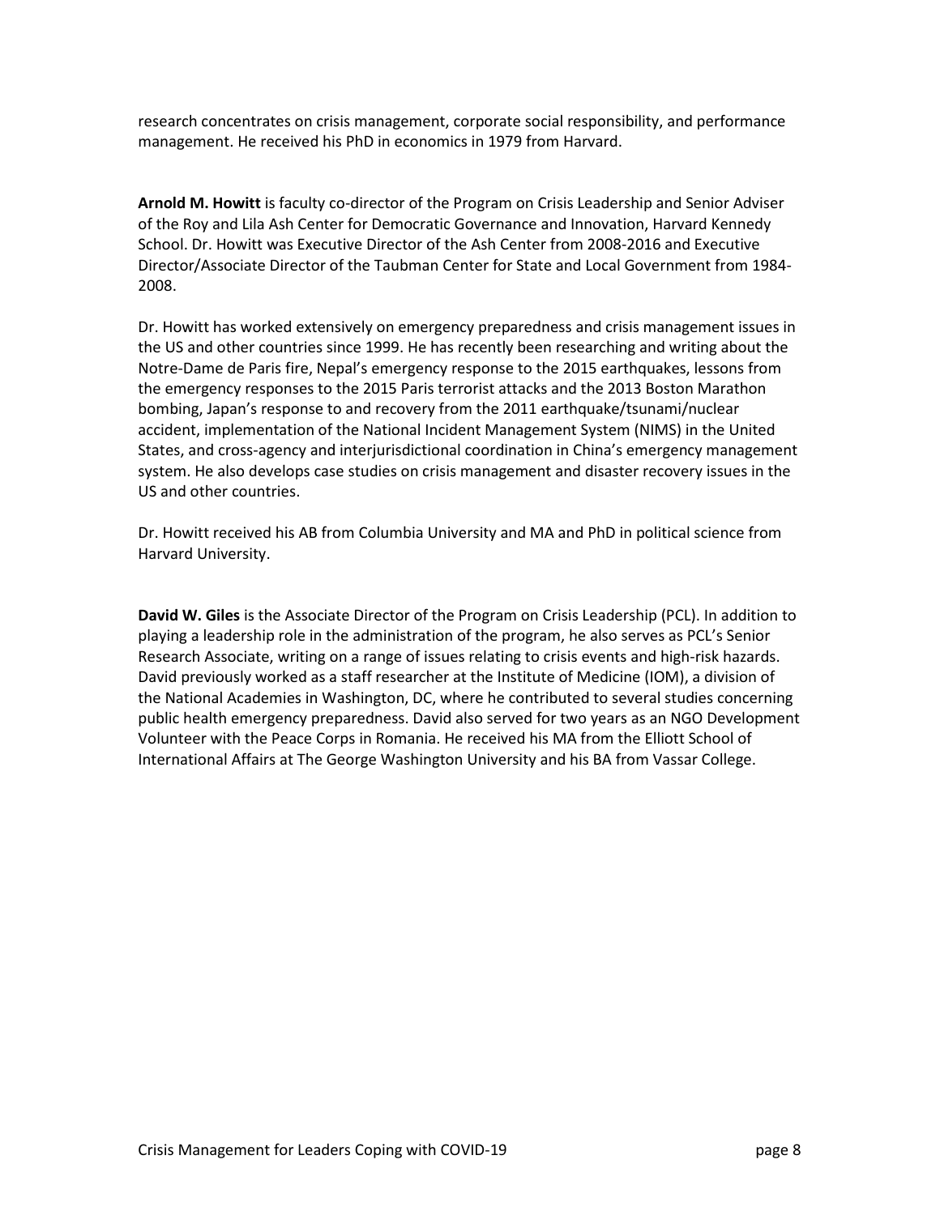research concentrates on crisis management, corporate social responsibility, and performance management. He received his PhD in economics in 1979 from Harvard.

**Arnold M. Howitt** is faculty co-director of the Program on Crisis Leadership and Senior Adviser of the Roy and Lila Ash Center for Democratic Governance and Innovation, Harvard Kennedy School. Dr. Howitt was Executive Director of the Ash Center from 2008-2016 and Executive Director/Associate Director of the Taubman Center for State and Local Government from 1984-2008.

Dr. Howitt has worked extensively on emergency preparedness and crisis management issues in the US and other countries since 1999. He has recently been researching and writing about the Notre-Dame de Paris fire, Nepal's emergency response to the 2015 earthquakes, lessons from the emergency responses to the 2015 Paris terrorist attacks and the 2013 Boston Marathon bombing, Japan's response to and recovery from the 2011 earthquake/tsunami/nuclear accident, implementation of the National Incident Management System (NIMS) in the United States, and cross-agency and interjurisdictional coordination in China's emergency management system. He also develops case studies on crisis management and disaster recovery issues in the US and other countries.

Dr. Howitt received his AB from Columbia University and MA and PhD in political science from Harvard University.

**David W. Giles** is the Associate Director of the Program on Crisis Leadership (PCL). In addition to playing a leadership role in the administration of the program, he also serves as PCL's Senior Research Associate, writing on a range of issues relating to crisis events and high-risk hazards. David previously worked as a staff researcher at the Institute of Medicine (IOM), a division of the National Academies in Washington, DC, where he contributed to several studies concerning public health emergency preparedness. David also served for two years as an NGO Development Volunteer with the Peace Corps in Romania. He received his MA from the Elliott School of International Affairs at The George Washington University and his BA from Vassar College.